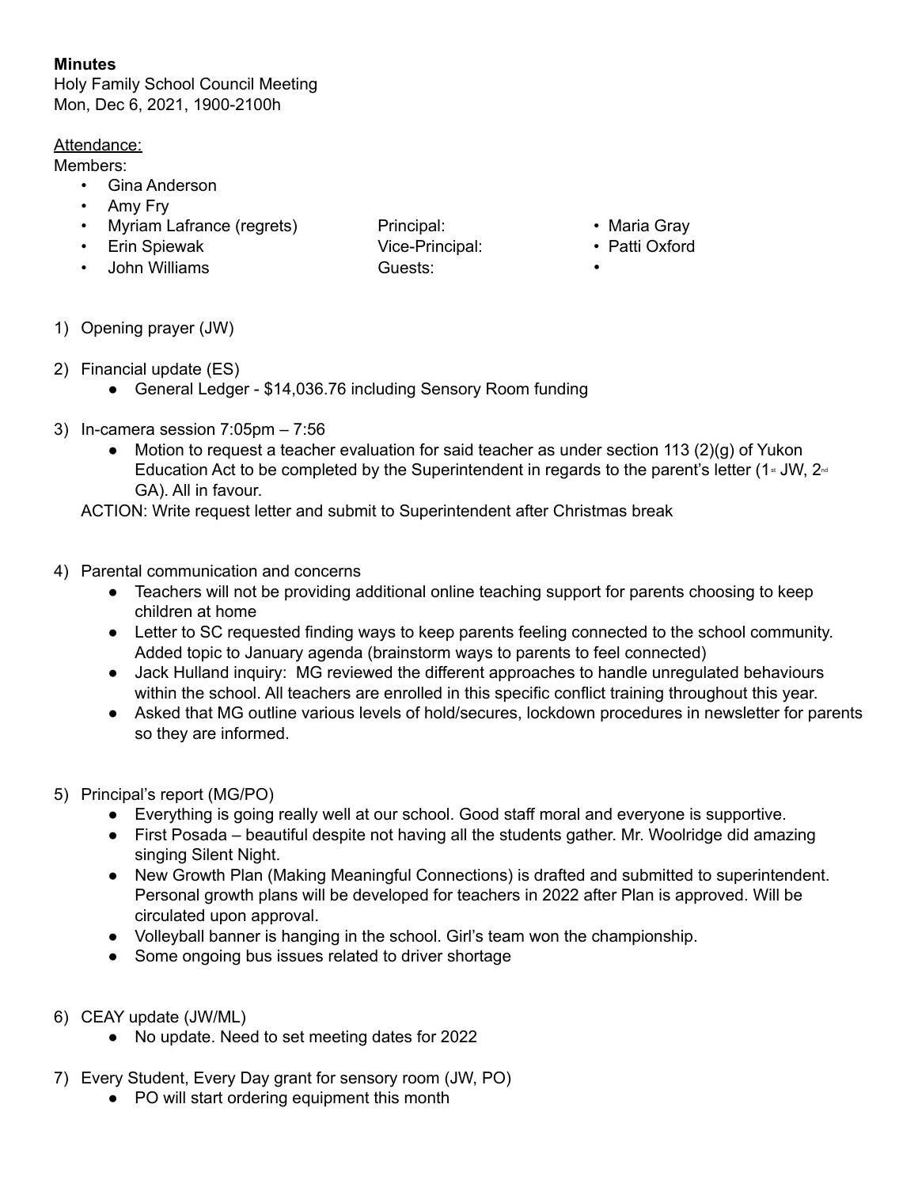**Minutes**
Holy Family School Council Meeting
Mon, Dec 6, 2021, 1900-2100h

Attendance:

Members:

- Gina Anderson
- Amy Fry
- Myriam Lafrance (regrets)
- Erin Spiewak
- John Williams

Principal:
- Maria Gray

Vice-Principal:
- Patti Oxford

Guests:
-

1) Opening prayer (JW)

2) Financial update (ES)
   - General Ledger - $14,036.76 including Sensory Room funding

3) In-camera session 7:05pm – 7:56
   - Motion to request a teacher evaluation for said teacher as under section 113 (2)(g) of Yukon Education Act to be completed by the Superintendent in regards to the parent's letter (1st JW, 2nd GA). All in favour.

   ACTION: Write request letter and submit to Superintendent after Christmas break

4) Parental communication and concerns
   - Teachers will not be providing additional online teaching support for parents choosing to keep children at home
   - Letter to SC requested finding ways to keep parents feeling connected to the school community. Added topic to January agenda (brainstorm ways to parents to feel connected)
   - Jack Hulland inquiry: MG reviewed the different approaches to handle unregulated behaviours within the school. All teachers are enrolled in this specific conflict training throughout this year.
   - Asked that MG outline various levels of hold/secures, lockdown procedures in newsletter for parents so they are informed.

5) Principal's report (MG/PO)
   - Everything is going really well at our school. Good staff moral and everyone is supportive.
   - First Posada – beautiful despite not having all the students gather. Mr. Woolridge did amazing singing Silent Night.
   - New Growth Plan (Making Meaningful Connections) is drafted and submitted to superintendent. Personal growth plans will be developed for teachers in 2022 after Plan is approved. Will be circulated upon approval.
   - Volleyball banner is hanging in the school. Girl's team won the championship.
   - Some ongoing bus issues related to driver shortage

6) CEAY update (JW/ML)
   - No update. Need to set meeting dates for 2022

7) Every Student, Every Day grant for sensory room (JW, PO)
   - PO will start ordering equipment this month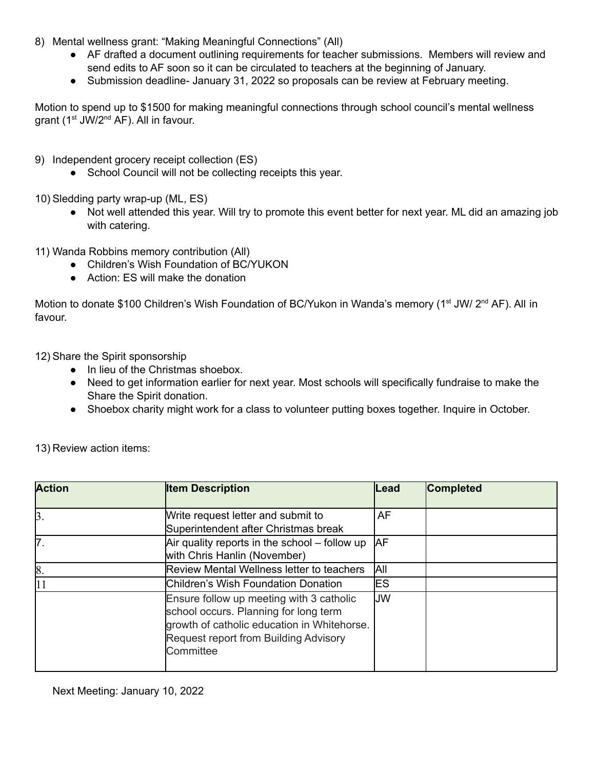8) Mental wellness grant: "Making Meaningful Connections" (All)
    - AF drafted a document outlining requirements for teacher submissions. Members will review and send edits to AF soon so it can be circulated to teachers at the beginning of January.
    - Submission deadline- January 31, 2022 so proposals can be review at February meeting.

Motion to spend up to $1500 for making meaningful connections through school council's mental wellness grant (1st JW/2nd AF). All in favour.

9) Independent grocery receipt collection (ES)
    - School Council will not be collecting receipts this year.

10) Sledding party wrap-up (ML, ES)
    - Not well attended this year. Will try to promote this event better for next year. ML did an amazing job with catering.

11) Wanda Robbins memory contribution (All)
    - Children's Wish Foundation of BC/YUKON
    - Action: ES will make the donation

Motion to donate $100 Children's Wish Foundation of BC/Yukon in Wanda's memory (1st JW/ 2nd AF). All in favour.

12) Share the Spirit sponsorship
    - In lieu of the Christmas shoebox.
    - Need to get information earlier for next year. Most schools will specifically fundraise to make the Share the Spirit donation.
    - Shoebox charity might work for a class to volunteer putting boxes together. Inquire in October.

13) Review action items:

| Action | Item Description | Lead | Completed |
|---|---|---|---|
| 3. | Write request letter and submit to Superintendent after Christmas break | AF | |
| 7. | Air quality reports in the school – follow up with Chris Hanlin (November) | AF | |
| 8. | Review Mental Wellness letter to teachers | All | |
| 11 | Children's Wish Foundation Donation | ES | |
| | Ensure follow up meeting with 3 catholic school occurs. Planning for long term growth of catholic education in Whitehorse. Request report from Building Advisory Committee | JW | |

Next Meeting: January 10, 2022